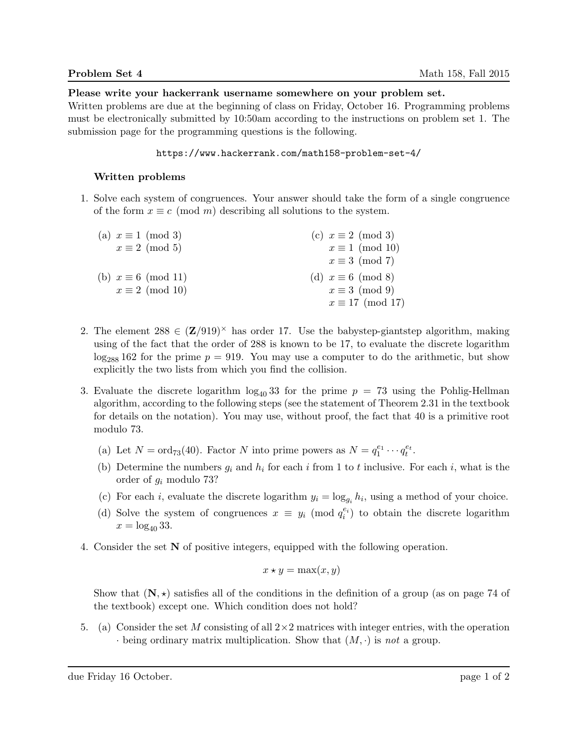**Problem Set 4** Math 158, Fall 2015

**Please write your hackerrank username somewhere on your problem set.**
Written problems are due at the beginning of class on Friday, October 16. Programming problems must be electronically submitted by 10:50am according to the instructions on problem set 1. The submission page for the programming questions is the following.

https://www.hackerrank.com/math158-problem-set-4/

### Written problems

1. Solve each system of congruences. Your answer should take the form of a single congruence of the form $x \equiv c \pmod{m}$ describing all solutions to the system.

   (a) $x \equiv 1 \pmod{3}$
   $x \equiv 2 \pmod{5}$

   (b) $x \equiv 6 \pmod{11}$
   $x \equiv 2 \pmod{10}$

   (c) $x \equiv 2 \pmod{3}$
   $x \equiv 1 \pmod{10}$
   $x \equiv 3 \pmod{7}$

   (d) $x \equiv 6 \pmod{8}$
   $x \equiv 3 \pmod{9}$
   $x \equiv 17 \pmod{17}$

2. The element $288 \in (\mathbf{Z}/919)^\times$ has order 17. Use the babystep-giantstep algorithm, making using of the fact that the order of 288 is known to be 17, to evaluate the discrete logarithm $\log_{288} 162$ for the prime $p = 919$. You may use a computer to do the arithmetic, but show explicitly the two lists from which you find the collision.

3. Evaluate the discrete logarithm $\log_{40} 33$ for the prime $p = 73$ using the Pohlig-Hellman algorithm, according to the following steps (see the statement of Theorem 2.31 in the textbook for details on the notation). You may use, without proof, the fact that 40 is a primitive root modulo 73.

   (a) Let $N = \operatorname{ord}_{73}(40)$. Factor $N$ into prime powers as $N = q_1^{e_1} \cdots q_t^{e_t}$.

   (b) Determine the numbers $g_i$ and $h_i$ for each $i$ from 1 to $t$ inclusive. For each $i$, what is the order of $g_i$ modulo 73?

   (c) For each $i$, evaluate the discrete logarithm $y_i = \log_{g_i} h_i$, using a method of your choice.

   (d) Solve the system of congruences $x \equiv y_i \pmod{q_i^{e_i}}$ to obtain the discrete logarithm $x = \log_{40} 33$.

4. Consider the set $\mathbf{N}$ of positive integers, equipped with the following operation.

$$x \star y = \max(x, y)$$

   Show that $(\mathbf{N}, \star)$ satisfies all of the conditions in the definition of a group (as on page 74 of the textbook) except one. Which condition does not hold?

5. (a) Consider the set $M$ consisting of all $2 \times 2$ matrices with integer entries, with the operation $\cdot$ being ordinary matrix multiplication. Show that $(M, \cdot)$ is *not* a group.

due Friday 16 October.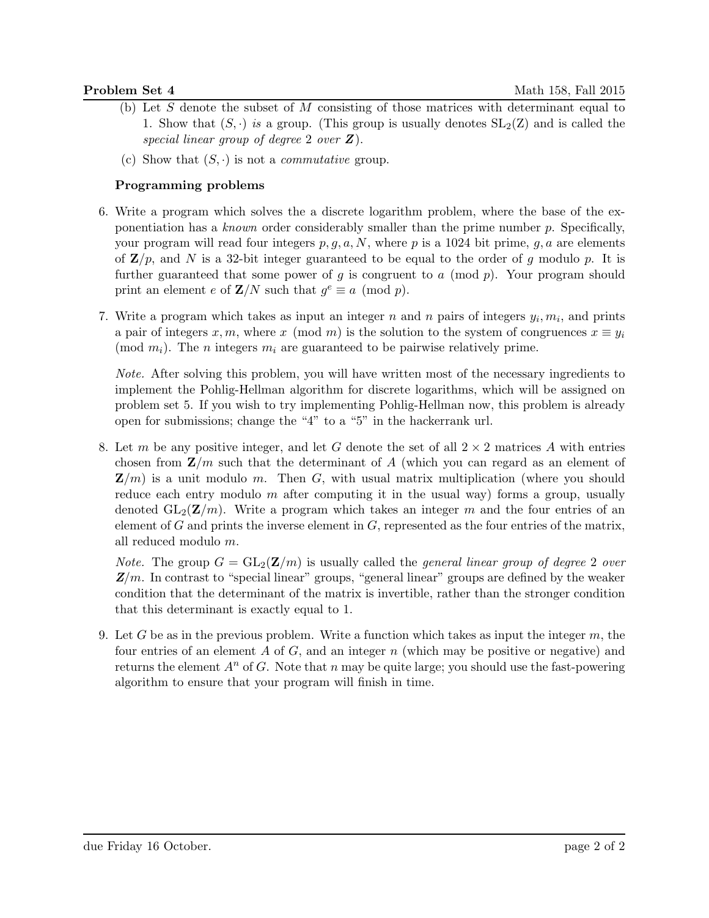(b) Let $S$ denote the subset of $M$ consisting of those matrices with determinant equal to 1. Show that $(S, \cdot)$ *is* a group. (This group is usually denotes $\mathrm{SL}_2(\mathrm{Z})$ and is called the *special linear group of degree* 2 *over* $\mathbf{Z}$).

(c) Show that $(S, \cdot)$ is not a *commutative* group.

**Programming problems**

6. Write a program which solves the a discrete logarithm problem, where the base of the exponentiation has a *known* order considerably smaller than the prime number $p$. Specifically, your program will read four integers $p, g, a, N$, where $p$ is a 1024 bit prime, $g, a$ are elements of $\mathbf{Z}/p$, and $N$ is a 32-bit integer guaranteed to be equal to the order of $g$ modulo $p$. It is further guaranteed that some power of $g$ is congruent to $a \pmod p$. Your program should print an element $e$ of $\mathbf{Z}/N$ such that $g^e \equiv a \pmod p$.

7. Write a program which takes as input an integer $n$ and $n$ pairs of integers $y_i, m_i$, and prints a pair of integers $x, m$, where $x \pmod m$ is the solution to the system of congruences $x \equiv y_i \pmod{m_i}$. The $n$ integers $m_i$ are guaranteed to be pairwise relatively prime.

   *Note.* After solving this problem, you will have written most of the necessary ingredients to implement the Pohlig-Hellman algorithm for discrete logarithms, which will be assigned on problem set 5. If you wish to try implementing Pohlig-Hellman now, this problem is already open for submissions; change the "4" to a "5" in the hackerrank url.

8. Let $m$ be any positive integer, and let $G$ denote the set of all $2 \times 2$ matrices $A$ with entries chosen from $\mathbf{Z}/m$ such that the determinant of $A$ (which you can regard as an element of $\mathbf{Z}/m$) is a unit modulo $m$. Then $G$, with usual matrix multiplication (where you should reduce each entry modulo $m$ after computing it in the usual way) forms a group, usually denoted $\mathrm{GL}_2(\mathbf{Z}/m)$. Write a program which takes an integer $m$ and the four entries of an element of $G$ and prints the inverse element in $G$, represented as the four entries of the matrix, all reduced modulo $m$.

   *Note.* The group $G = \mathrm{GL}_2(\mathbf{Z}/m)$ is usually called the *general linear group of degree* 2 *over* $\mathbf{Z}/m$. In contrast to "special linear" groups, "general linear" groups are defined by the weaker condition that the determinant of the matrix is invertible, rather than the stronger condition that this determinant is exactly equal to 1.

9. Let $G$ be as in the previous problem. Write a function which takes as input the integer $m$, the four entries of an element $A$ of $G$, and an integer $n$ (which may be positive or negative) and returns the element $A^n$ of $G$. Note that $n$ may be quite large; you should use the fast-powering algorithm to ensure that your program will finish in time.

due Friday 16 October.